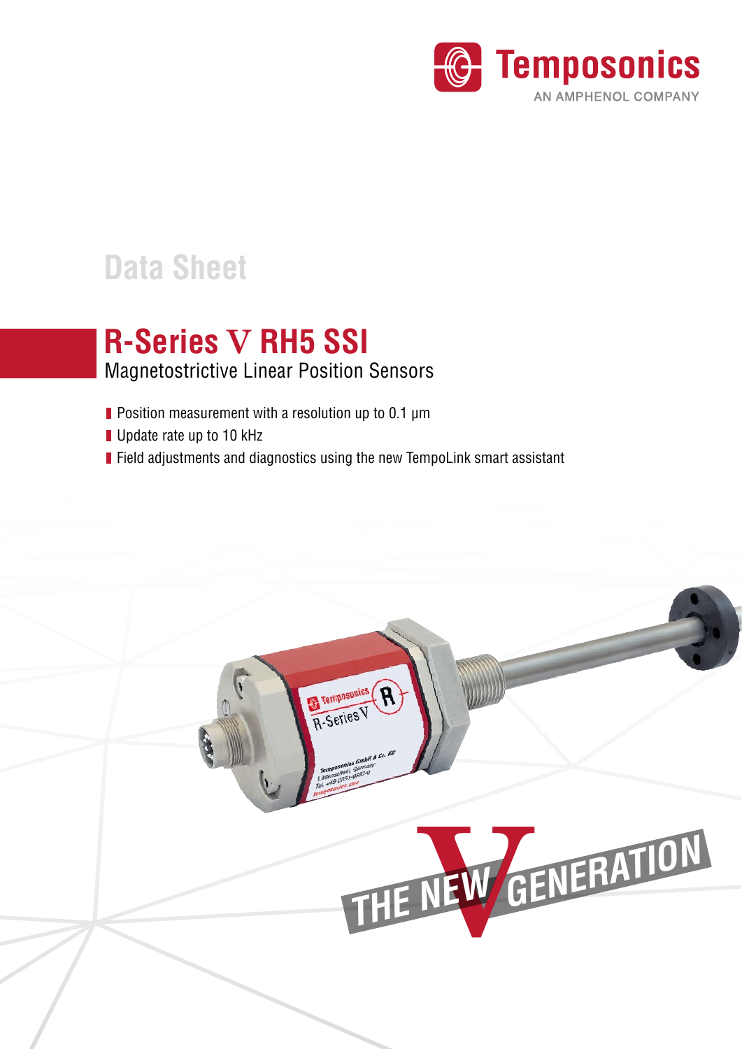Temposonics
AN AMPHENOL COMPANY

Data Sheet

# R-Series V RH5 SSI

Magnetostrictive Linear Position Sensors

- Position measurement with a resolution up to 0.1 µm
- Update rate up to 10 kHz
- Field adjustments and diagnostics using the new TempoLink smart assistant

THE NEW V GENERATION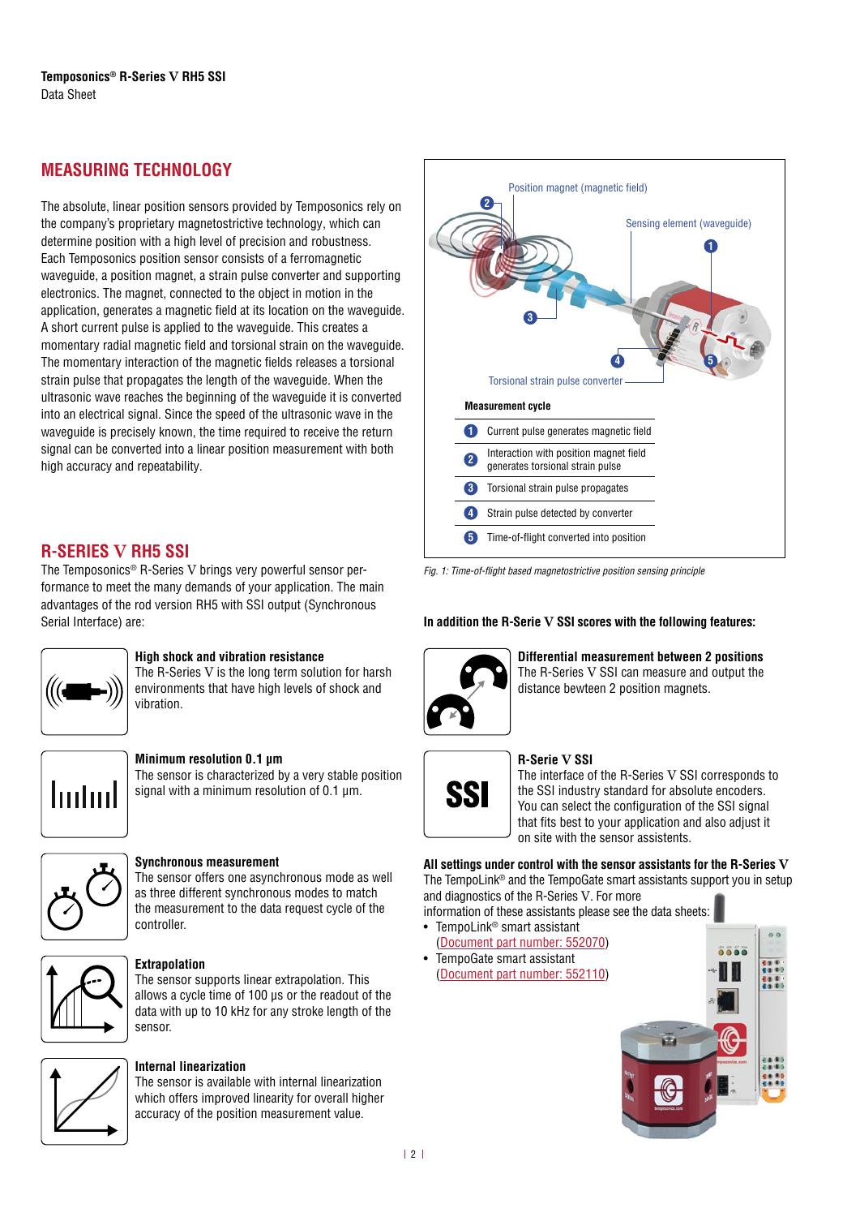## MEASURING TECHNOLOGY

The absolute, linear position sensors provided by Temposonics rely on the company's proprietary magnetostrictive technology, which can determine position with a high level of precision and robustness. Each Temposonics position sensor consists of a ferromagnetic waveguide, a position magnet, a strain pulse converter and supporting electronics. The magnet, connected to the object in motion in the application, generates a magnetic field at its location on the waveguide. A short current pulse is applied to the waveguide. This creates a momentary radial magnetic field and torsional strain on the waveguide. The momentary interaction of the magnetic fields releases a torsional strain pulse that propagates the length of the waveguide. When the ultrasonic wave reaches the beginning of the waveguide it is converted into an electrical signal. Since the speed of the ultrasonic wave in the waveguide is precisely known, the time required to receive the return signal can be converted into a linear position measurement with both high accuracy and repeatability.

Position magnet (magnetic field)

Sensing element (waveguide)

Torsional strain pulse converter

**Measurement cycle**

| | |
|---|---|
| 1 | Current pulse generates magnetic field |
| 2 | Interaction with position magnet field generates torsional strain pulse |
| 3 | Torsional strain pulse propagates |
| 4 | Strain pulse detected by converter |
| 5 | Time-of-flight converted into position |

*Fig. 1: Time-of-flight based magnetostrictive position sensing principle*

## R-SERIES V RH5 SSI

The Temposonics® R-Series V brings very powerful sensor performance to meet the many demands of your application. The main advantages of the rod version RH5 with SSI output (Synchronous Serial Interface) are:

**High shock and vibration resistance**
The R-Series V is the long term solution for harsh environments that have high levels of shock and vibration.

**Minimum resolution 0.1 µm**
The sensor is characterized by a very stable position signal with a minimum resolution of 0.1 µm.

**Synchronous measurement**
The sensor offers one asynchronous mode as well as three different synchronous modes to match the measurement to the data request cycle of the controller.

**Extrapolation**
The sensor supports linear extrapolation. This allows a cycle time of 100 µs or the readout of the data with up to 10 kHz for any stroke length of the sensor.

**Internal linearization**
The sensor is available with internal linearization which offers improved linearity for overall higher accuracy of the position measurement value.

**In addition the R-Serie V SSI scores with the following features:**

**Differential measurement between 2 positions**
The R-Series V SSI can measure and output the distance bewteen 2 position magnets.

**R-Serie V SSI**
The interface of the R-Series V SSI corresponds to the SSI industry standard for absolute encoders. You can select the configuration of the SSI signal that fits best to your application and also adjust it on site with the sensor assistents.

**All settings under control with the sensor assistants for the R-Series V**
The TempoLink® and the TempoGate smart assistants support you in setup and diagnostics of the R-Series V. For more information of these assistants please see the data sheets:

- TempoLink® smart assistant
  (Document part number: 552070)
- TempoGate smart assistant
  (Document part number: 552110)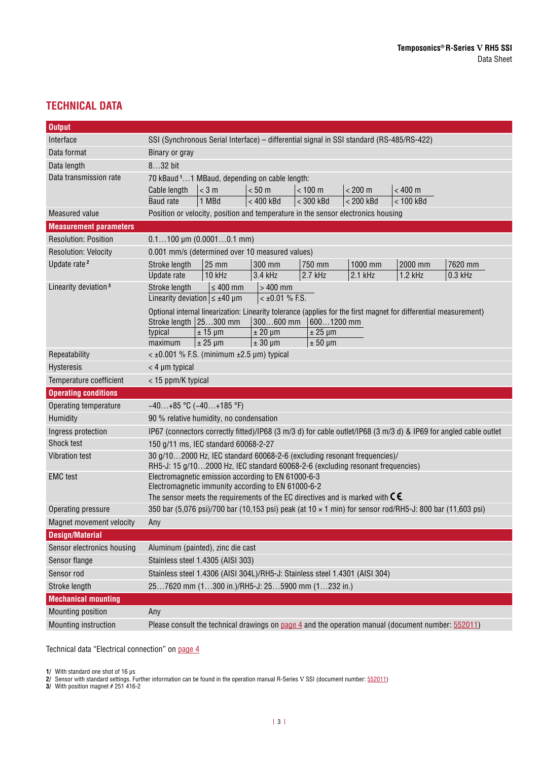## TECHNICAL DATA

| **Output** | |
|---|---|
| Interface | SSI (Synchronous Serial Interface) – differential signal in SSI standard (RS-485/RS-422) |
| Data format | Binary or gray |
| Data length | 8…32 bit |
| Data transmission rate | 70 kBaud [1]…1 MBaud, depending on cable length:<br>Cable length: < 3 m / < 50 m / < 100 m / < 200 m / < 400 m<br>Baud rate: 1 MBd / < 400 kBd / < 300 kBd / < 200 kBd / < 100 kBd |
| Measured value | Position or velocity, position and temperature in the sensor electronics housing |
| **Measurement parameters** | |
| Resolution: Position | 0.1…100 µm (0.0001…0.1 mm) |
| Resolution: Velocity | 0.001 mm/s (determined over 10 measured values) |
| Update rate [2] | Stroke length: 25 mm / 300 mm / 750 mm / 1000 mm / 2000 mm / 7620 mm<br>Update rate: 10 kHz / 3.4 kHz / 2.7 kHz / 2.1 kHz / 1.2 kHz / 0.3 kHz |
| Linearity deviation [3] | Stroke length: ≤ 400 mm / > 400 mm<br>Linearity deviation: ≤ ±40 µm / < ±0.01 % F.S.<br><br>Optional internal linearization: Linearity tolerance (applies for the first magnet for differential measurement)<br>Stroke length: 25…300 mm / 300…600 mm / 600…1200 mm<br>typical: ± 15 µm / ± 20 µm / ± 25 µm<br>maximum: ± 25 µm / ± 30 µm / ± 50 µm |
| Repeatability | < ±0.001 % F.S. (minimum ±2.5 µm) typical |
| Hysteresis | < 4 µm typical |
| Temperature coefficient | < 15 ppm/K typical |
| **Operating conditions** | |
| Operating temperature | −40…+85 °C (−40…+185 °F) |
| Humidity | 90 % relative humidity, no condensation |
| Ingress protection | IP67 (connectors correctly fitted)/IP68 (3 m/3 d) for cable outlet/IP68 (3 m/3 d) & IP69 for angled cable outlet |
| Shock test | 150 g/11 ms, IEC standard 60068-2-27 |
| Vibration test | 30 g/10…2000 Hz, IEC standard 60068-2-6 (excluding resonant frequencies)/<br>RH5-J: 15 g/10…2000 Hz, IEC standard 60068-2-6 (excluding resonant frequencies) |
| EMC test | Electromagnetic emission according to EN 61000-6-3<br>Electromagnetic immunity according to EN 61000-6-2<br>The sensor meets the requirements of the EC directives and is marked with CE. |
| Operating pressure | 350 bar (5,076 psi)/700 bar (10,153 psi) peak (at 10 × 1 min) for sensor rod/RH5-J: 800 bar (11,603 psi) |
| Magnet movement velocity | Any |
| **Design/Material** | |
| Sensor electronics housing | Aluminum (painted), zinc die cast |
| Sensor flange | Stainless steel 1.4305 (AISI 303) |
| Sensor rod | Stainless steel 1.4306 (AISI 304L)/RH5-J: Stainless steel 1.4301 (AISI 304) |
| Stroke length | 25…7620 mm (1…300 in.)/RH5-J: 25…5900 mm (1…232 in.) |
| **Mechanical mounting** | |
| Mounting position | Any |
| Mounting instruction | Please consult the technical drawings on page 4 and the operation manual (document number: 552011) |

Technical data "Electrical connection" on page 4

1/ With standard one shot of 16 µs
2/ Sensor with standard settings. Further information can be found in the operation manual R-Series V SSI (document number: 552011)
3/ With position magnet # 251 416-2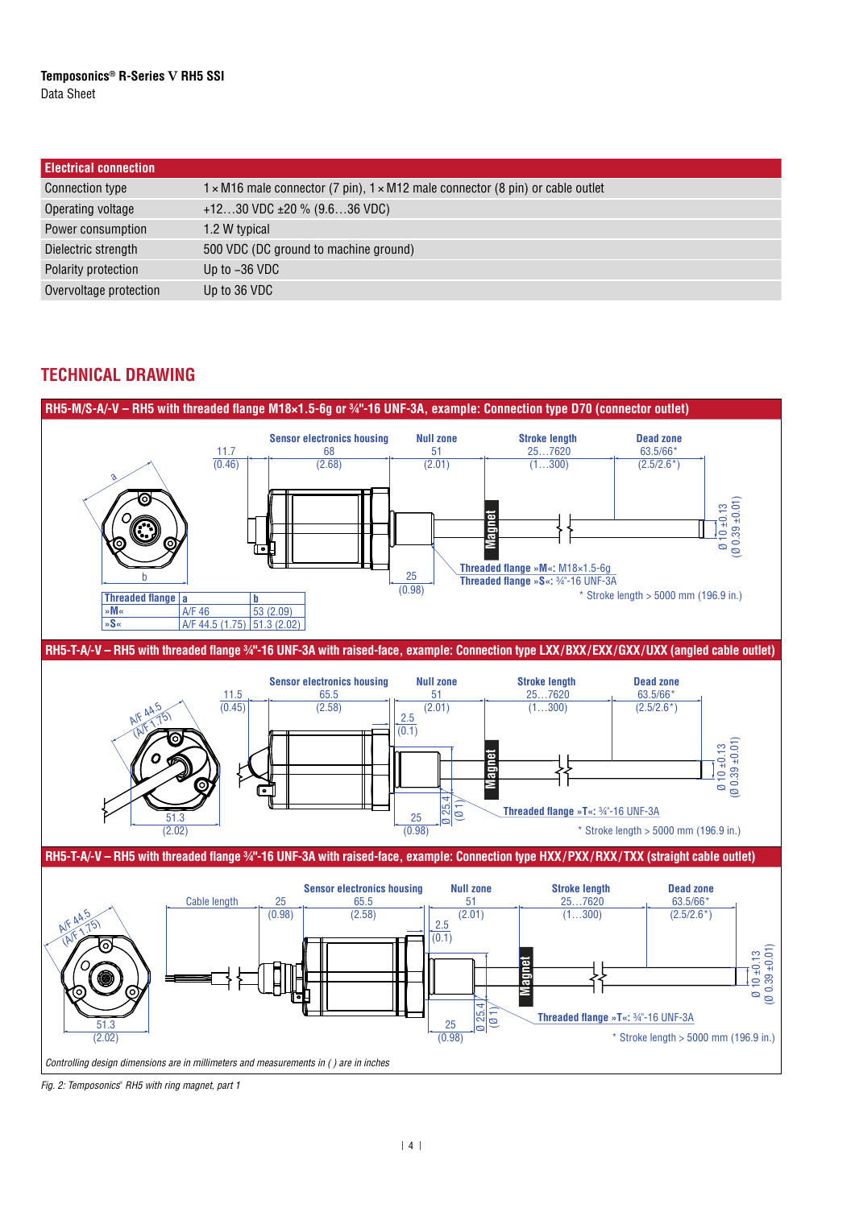| Electrical connection | |
|---|---|
| Connection type | 1 × M16 male connector (7 pin), 1 × M12 male connector (8 pin) or cable outlet |
| Operating voltage | +12…30 VDC ±20 % (9.6…36 VDC) |
| Power consumption | 1.2 W typical |
| Dielectric strength | 500 VDC (DC ground to machine ground) |
| Polarity protection | Up to −36 VDC |
| Overvoltage protection | Up to 36 VDC |

## TECHNICAL DRAWING

**RH5-M/S-A/-V – RH5 with threaded flange M18×1.5-6g or ¾"-16 UNF-3A, example: Connection type D70 (connector outlet)**

11.7 (0.46) | Sensor electronics housing 68 (2.68) | Null zone 51 (2.01) | Stroke length 25…7620 (1…300) | Dead zone 63.5/66* (2.5/2.6*)

25 (0.98) | Ø 10 ±0.13 (Ø 0.39 ±0.01) | Magnet

Threaded flange »M«: M18×1.5-6g
Threaded flange »S«: ¾"-16 UNF-3A

\* Stroke length > 5000 mm (196.9 in.)

| Threaded flange | a | b |
|---|---|---|
| »M« | A/F 46 | 53 (2.09) |
| »S« | A/F 44.5 (1.75) | 51.3 (2.02) |

**RH5-T-A/-V – RH5 with threaded flange ¾"-16 UNF-3A with raised-face, example: Connection type LXX/BXX/EXX/GXX/UXX (angled cable outlet)**

A/F 44.5 (A/F 1.75) | 51.3 (2.02) | 11.5 (0.45) | Sensor electronics housing 65.5 (2.58) | 2.5 (0.1) | Null zone 51 (2.01) | Stroke length 25…7620 (1…300) | Dead zone 63.5/66* (2.5/2.6*)

25 (0.98) | Ø 25.4 (Ø 1) | Ø 10 ±0.13 (Ø 0.39 ±0.01) | Magnet

Threaded flange »T«: ¾"-16 UNF-3A

\* Stroke length > 5000 mm (196.9 in.)

**RH5-T-A/-V – RH5 with threaded flange ¾"-16 UNF-3A with raised-face, example: Connection type HXX/PXX/RXX/TXX (straight cable outlet)**

A/F 44.5 (A/F 1.75) | 51.3 (2.02) | Cable length | 25 (0.98) | Sensor electronics housing 65.5 (2.58) | 2.5 (0.1) | Null zone 51 (2.01) | Stroke length 25…7620 (1…300) | Dead zone 63.5/66* (2.5/2.6*)

25 (0.98) | Ø 25.4 (Ø 1) | Ø 10 ±0.13 (Ø 0.39 ±0.01) | Magnet

Threaded flange »T«: ¾"-16 UNF-3A

\* Stroke length > 5000 mm (196.9 in.)

*Controlling design dimensions are in millimeters and measurements in ( ) are in inches*

*Fig. 2: Temposonics® RH5 with ring magnet, part 1*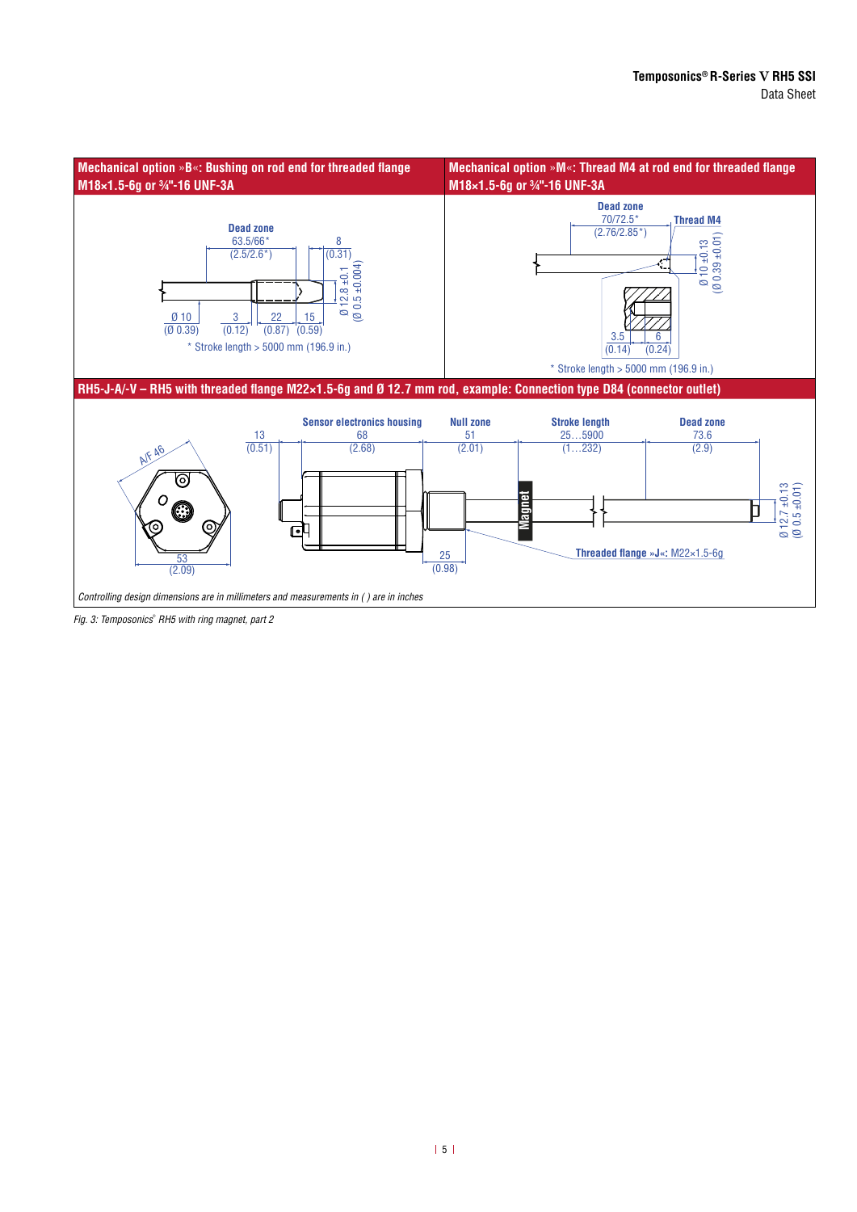### Mechanical option »B«: Bushing on rod end for threaded flange M18×1.5-6g or ¾"-16 UNF-3A

Dead zone 63.5/66* (2.5/2.6*)

8 (0.31)

Ø 12.8 ±0.1 (Ø 0.5 ±0.004)

Ø 10 (Ø 0.39)

3 (0.12)

22 (0.87)

15 (0.59)

\* Stroke length > 5000 mm (196.9 in.)

### Mechanical option »M«: Thread M4 at rod end for threaded flange M18×1.5-6g or ¾"-16 UNF-3A

Dead zone 70/72.5* (2.76/2.85*)

Thread M4

Ø 10 ±0.13 (Ø 0.39 ±0.01)

3.5 (0.14)

6 (0.24)

\* Stroke length > 5000 mm (196.9 in.)

### RH5-J-A/-V – RH5 with threaded flange M22×1.5-6g and Ø 12.7 mm rod, example: Connection type D84 (connector outlet)

A/F 46

53 (2.09)

13 (0.51)

Sensor electronics housing 68 (2.68)

Null zone 51 (2.01)

Stroke length 25…5900 (1…232)

Dead zone 73.6 (2.9)

Magnet

25 (0.98)

Threaded flange »J«: M22×1.5-6g

Ø 12.7 ±0.13 (Ø 0.5 ±0.01)

*Controlling design dimensions are in millimeters and measurements in ( ) are in inches*

*Fig. 3: Temposonics® RH5 with ring magnet, part 2*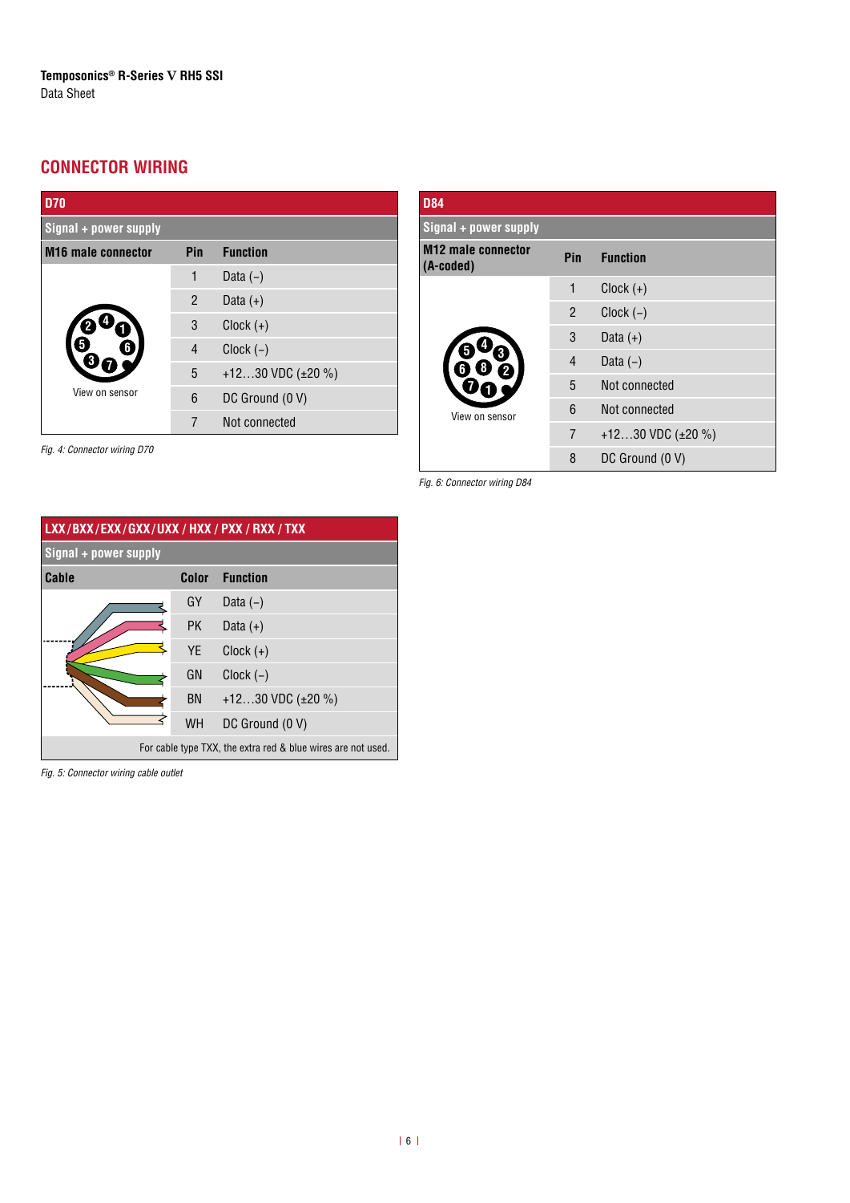## CONNECTOR WIRING

| D70 | | |
|---|---|---|
| **Signal + power supply** | | |
| **M16 male connector** | **Pin** | **Function** |
| View on sensor | 1 | Data (−) |
| | 2 | Data (+) |
| | 3 | Clock (+) |
| | 4 | Clock (−) |
| | 5 | +12…30 VDC (±20 %) |
| | 6 | DC Ground (0 V) |
| | 7 | Not connected |

*Fig. 4: Connector wiring D70*

| LXX / BXX / EXX / GXX / UXX / HXX / PXX / RXX / TXX | | |
|---|---|---|
| **Signal + power supply** | | |
| **Cable** | **Color** | **Function** |
| | GY | Data (−) |
| | PK | Data (+) |
| | YE | Clock (+) |
| | GN | Clock (−) |
| | BN | +12…30 VDC (±20 %) |
| | WH | DC Ground (0 V) |
| For cable type TXX, the extra red & blue wires are not used. | | |

*Fig. 5: Connector wiring cable outlet*

| D84 | | |
|---|---|---|
| **Signal + power supply** | | |
| **M12 male connector (A-coded)** | **Pin** | **Function** |
| View on sensor | 1 | Clock (+) |
| | 2 | Clock (−) |
| | 3 | Data (+) |
| | 4 | Data (−) |
| | 5 | Not connected |
| | 6 | Not connected |
| | 7 | +12…30 VDC (±20 %) |
| | 8 | DC Ground (0 V) |

*Fig. 6: Connector wiring D84*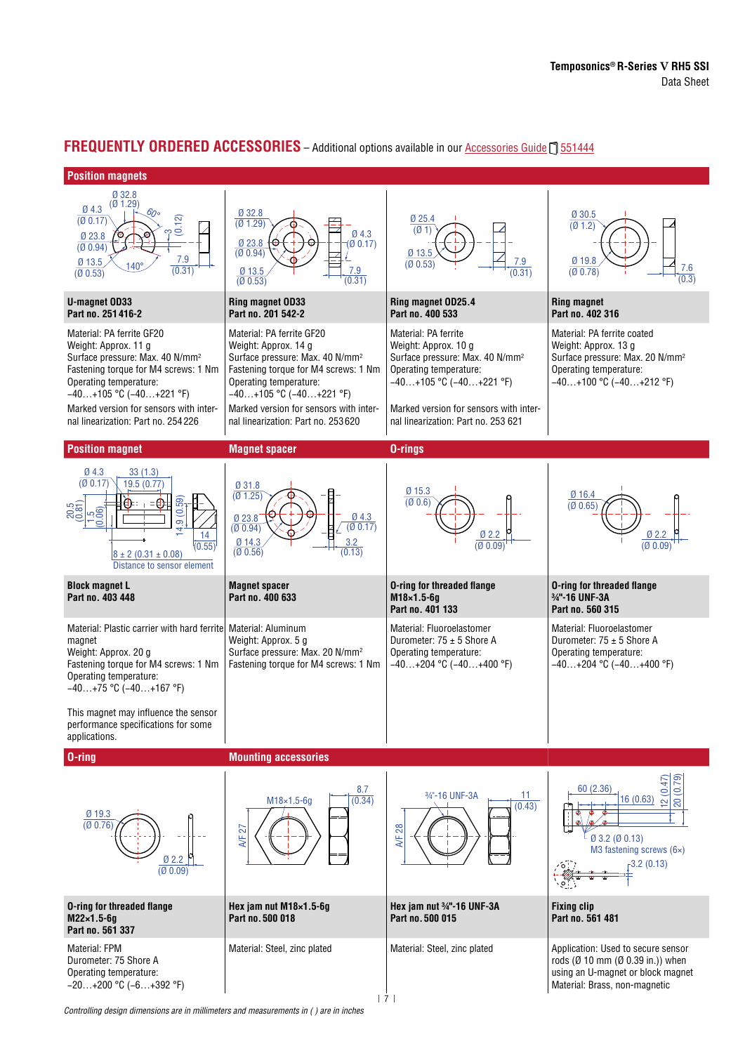## FREQUENTLY ORDERED ACCESSORIES – Additional options available in our Accessories Guide 551444

### Position magnets

| U-magnet OD33<br>Part no. 251 416-2 | Ring magnet OD33<br>Part no. 201 542-2 | Ring magnet OD25.4<br>Part no. 400 533 | Ring magnet<br>Part no. 402 316 |
|---|---|---|---|
| Material: PA ferrite GF20<br>Weight: Approx. 11 g<br>Surface pressure: Max. 40 N/mm²<br>Fastening torque for M4 screws: 1 Nm<br>Operating temperature:<br>−40…+105 °C (−40…+221 °F)<br>Marked version for sensors with internal linearization: Part no. 254 226 | Material: PA ferrite GF20<br>Weight: Approx. 14 g<br>Surface pressure: Max. 40 N/mm²<br>Fastening torque for M4 screws: 1 Nm<br>Operating temperature:<br>−40…+105 °C (−40…+221 °F)<br>Marked version for sensors with internal linearization: Part no. 253 620 | Material: PA ferrite<br>Weight: Approx. 10 g<br>Surface pressure: Max. 40 N/mm²<br>Operating temperature:<br>−40…+105 °C (−40…+221 °F)<br>Marked version for sensors with internal linearization: Part no. 253 621 | Material: PA ferrite coated<br>Weight: Approx. 13 g<br>Surface pressure: Max. 20 N/mm²<br>Operating temperature:<br>−40…+100 °C (−40…+212 °F) |

### Position magnet / Magnet spacer / O-rings

| Block magnet L<br>Part no. 403 448 | Magnet spacer<br>Part no. 400 633 | O-ring for threaded flange M18×1.5-6g<br>Part no. 401 133 | O-ring for threaded flange ¾"-16 UNF-3A<br>Part no. 560 315 |
|---|---|---|---|
| Material: Plastic carrier with hard ferrite magnet<br>Weight: Approx. 20 g<br>Fastening torque for M4 screws: 1 Nm<br>Operating temperature:<br>−40…+75 °C (−40…+167 °F)<br><br>This magnet may influence the sensor performance specifications for some applications. | Material: Aluminum<br>Weight: Approx. 5 g<br>Surface pressure: Max. 20 N/mm²<br>Fastening torque for M4 screws: 1 Nm | Material: Fluoroelastomer<br>Durometer: 75 ± 5 Shore A<br>Operating temperature:<br>−40…+204 °C (−40…+400 °F) | Material: Fluoroelastomer<br>Durometer: 75 ± 5 Shore A<br>Operating temperature:<br>−40…+204 °C (−40…+400 °F) |

### O-ring / Mounting accessories

| O-ring for threaded flange M22×1.5-6g<br>Part no. 561 337 | Hex jam nut M18×1.5-6g<br>Part no. 500 018 | Hex jam nut ¾"-16 UNF-3A<br>Part no. 500 015 | Fixing clip<br>Part no. 561 481 |
|---|---|---|---|
| Material: FPM<br>Durometer: 75 Shore A<br>Operating temperature:<br>−20…+200 °C (−6…+392 °F) | Material: Steel, zinc plated | Material: Steel, zinc plated | Application: Used to secure sensor rods (Ø 10 mm (Ø 0.39 in.)) when using an U-magnet or block magnet<br>Material: Brass, non-magnetic |

*Controlling design dimensions are in millimeters and measurements in ( ) are in inches*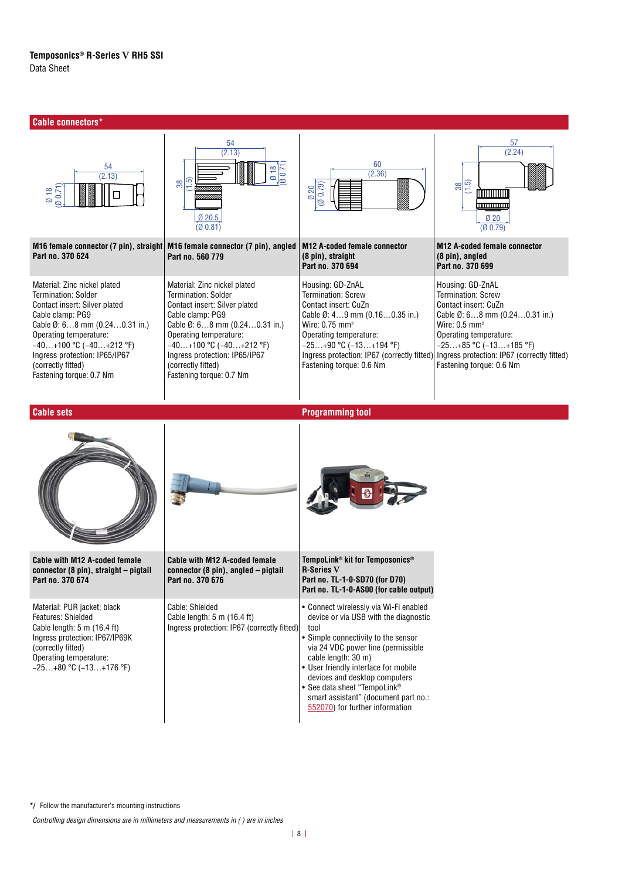## Cable connectors*

| M16 female connector (7 pin), straight<br>Part no. 370 624 | M16 female connector (7 pin), angled<br>Part no. 560 779 | M12 A-coded female connector (8 pin), straight<br>Part no. 370 694 | M12 A-coded female connector (8 pin), angled<br>Part no. 370 699 |
|---|---|---|---|
| Material: Zinc nickel plated<br>Termination: Solder<br>Contact insert: Silver plated<br>Cable clamp: PG9<br>Cable Ø: 6…8 mm (0.24…0.31 in.)<br>Operating temperature:<br>−40…+100 °C (−40…+212 °F)<br>Ingress protection: IP65/IP67 (correctly fitted)<br>Fastening torque: 0.7 Nm | Material: Zinc nickel plated<br>Termination: Solder<br>Contact insert: Silver plated<br>Cable clamp: PG9<br>Cable Ø: 6…8 mm (0.24…0.31 in.)<br>Operating temperature:<br>−40…+100 °C (−40…+212 °F)<br>Ingress protection: IP65/IP67 (correctly fitted)<br>Fastening torque: 0.7 Nm | Housing: GD-ZnAL<br>Termination: Screw<br>Contact insert: CuZn<br>Cable Ø: 4…9 mm (0.16…0.35 in.)<br>Wire: 0.75 mm²<br>Operating temperature:<br>−25…+90 °C (−13…+194 °F)<br>Ingress protection: IP67 (correctly fitted)<br>Fastening torque: 0.6 Nm | Housing: GD-ZnAL<br>Termination: Screw<br>Contact insert: CuZn<br>Cable Ø: 6…8 mm (0.24…0.31 in.)<br>Wire: 0.5 mm²<br>Operating temperature:<br>−25…+85 °C (−13…+185 °F)<br>Ingress protection: IP67 (correctly fitted)<br>Fastening torque: 0.6 Nm |

## Cable sets

| Cable with M12 A-coded female connector (8 pin), straight – pigtail<br>Part no. 370 674 | Cable with M12 A-coded female connector (8 pin), angled – pigtail<br>Part no. 370 676 |
|---|---|
| Material: PUR jacket; black<br>Features: Shielded<br>Cable length: 5 m (16.4 ft)<br>Ingress protection: IP67/IP69K (correctly fitted)<br>Operating temperature:<br>−25…+80 °C (−13…+176 °F) | Cable: Shielded<br>Cable length: 5 m (16.4 ft)<br>Ingress protection: IP67 (correctly fitted) |

## Programming tool

**TempoLink® kit for Temposonics® R-Series V**
**Part no. TL-1-0-SD70 (for D70)**
**Part no. TL-1-0-AS00 (for cable output)**

- Connect wirelessly via Wi-Fi enabled device or via USB with the diagnostic tool
- Simple connectivity to the sensor via 24 VDC power line (permissible cable length: 30 m)
- User friendly interface for mobile devices and desktop computers
- See data sheet "TempoLink® smart assistant" (document part no.: 552070) for further information

*/ Follow the manufacturer's mounting instructions

*Controlling design dimensions are in millimeters and measurements in ( ) are in inches*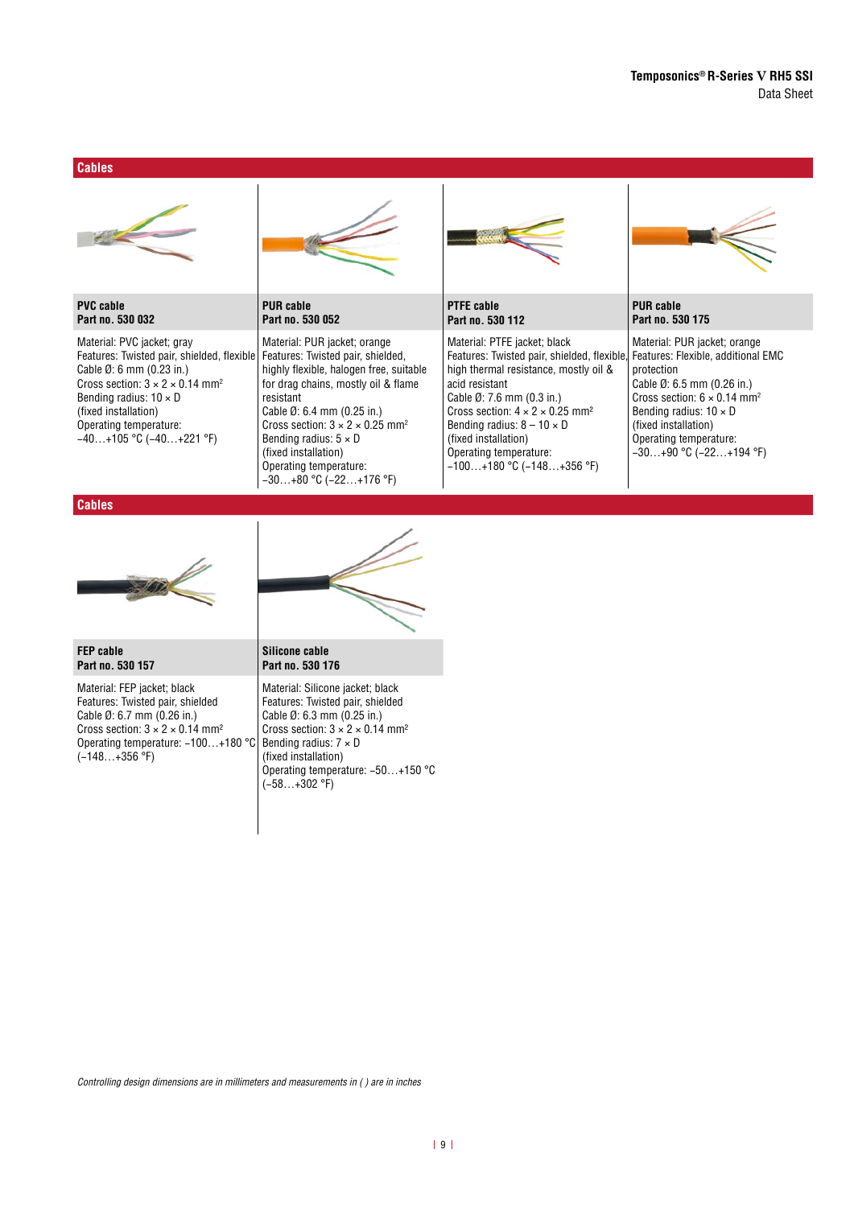## Cables

| PVC cable<br>Part no. 530 032 | PUR cable<br>Part no. 530 052 | PTFE cable<br>Part no. 530 112 | PUR cable<br>Part no. 530 175 |
|---|---|---|---|
| Material: PVC jacket; gray<br>Features: Twisted pair, shielded, flexible<br>Cable Ø: 6 mm (0.23 in.)<br>Cross section: 3 × 2 × 0.14 mm²<br>Bending radius: 10 × D<br>(fixed installation)<br>Operating temperature:<br>−40…+105 °C (−40…+221 °F) | Material: PUR jacket; orange<br>Features: Twisted pair, shielded, highly flexible, halogen free, suitable for drag chains, mostly oil & flame resistant<br>Cable Ø: 6.4 mm (0.25 in.)<br>Cross section: 3 × 2 × 0.25 mm²<br>Bending radius: 5 × D<br>(fixed installation)<br>Operating temperature:<br>−30…+80 °C (−22…+176 °F) | Material: PTFE jacket; black<br>Features: Twisted pair, shielded, flexible, high thermal resistance, mostly oil & acid resistant<br>Cable Ø: 7.6 mm (0.3 in.)<br>Cross section: 4 × 2 × 0.25 mm²<br>Bending radius: 8 – 10 × D<br>(fixed installation)<br>Operating temperature:<br>−100…+180 °C (−148…+356 °F) | Material: PUR jacket; orange<br>Features: Flexible, additional EMC protection<br>Cable Ø: 6.5 mm (0.26 in.)<br>Cross section: 6 × 0.14 mm²<br>Bending radius: 10 × D<br>(fixed installation)<br>Operating temperature:<br>−30…+90 °C (−22…+194 °F) |

## Cables

| FEP cable<br>Part no. 530 157 | Silicone cable<br>Part no. 530 176 |
|---|---|
| Material: FEP jacket; black<br>Features: Twisted pair, shielded<br>Cable Ø: 6.7 mm (0.26 in.)<br>Cross section: 3 × 2 × 0.14 mm²<br>Operating temperature: −100…+180 °C<br>(−148…+356 °F) | Material: Silicone jacket; black<br>Features: Twisted pair, shielded<br>Cable Ø: 6.3 mm (0.25 in.)<br>Cross section: 3 × 2 × 0.14 mm²<br>Bending radius: 7 × D<br>(fixed installation)<br>Operating temperature: −50…+150 °C<br>(−58…+302 °F) |

*Controlling design dimensions are in millimeters and measurements in ( ) are in inches*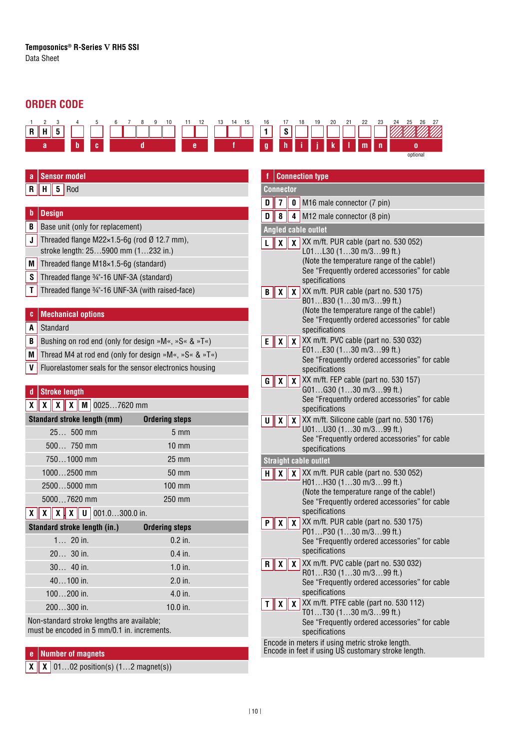Temposonics® R-Series V RH5 SSI
Data Sheet

## ORDER CODE

| 1 | 2 | 3 | 4 | 5 | 6 | 7 | 8 | 9 | 10 | 11 | 12 | 13 | 14 | 15 | 16 | 17 | 18 | 19 | 20 | 21 | 22 | 23 | 24 | 25 | 26 | 27 |
|---|---|---|---|---|---|---|---|---|---|---|---|---|---|---|---|---|---|---|---|---|---|---|---|---|---|---|
| R | H | 5 | | | | | | | | | | | | | 1 | S | | | | | | | | | | |
| a | | | b | c | d | | | | | e | | f | | | g | h | i | j | k | l | m | n | o (optional) | | | |

### a Sensor model

| | |
|---|---|
| R H 5 | Rod |

### b Design

| | |
|---|---|
| B | Base unit (only for replacement) |
| J | Threaded flange M22×1.5-6g (rod Ø 12.7 mm), stroke length: 25…5900 mm (1…232 in.) |
| M | Threaded flange M18×1.5-6g (standard) |
| S | Threaded flange ¾"-16 UNF-3A (standard) |
| T | Threaded flange ¾"-16 UNF-3A (with raised-face) |

### c Mechanical options

| | |
|---|---|
| A | Standard |
| B | Bushing on rod end (only for design »M«, »S« & »T«) |
| M | Thread M4 at rod end (only for design »M«, »S« & »T«) |
| V | Fluorelastomer seals for the sensor electronics housing |

### d Stroke length

| | |
|---|---|
| X X X X M | 0025…7620 mm |

| Standard stroke length (mm) | Ordering steps |
|---|---|
| 25… 500 mm | 5 mm |
| 500… 750 mm | 10 mm |
| 750…1000 mm | 25 mm |
| 1000…2500 mm | 50 mm |
| 2500…5000 mm | 100 mm |
| 5000…7620 mm | 250 mm |

| | |
|---|---|
| X X X. X U | 001.0…300.0 in. |

| Standard stroke length (in.) | Ordering steps |
|---|---|
| 1… 20 in. | 0.2 in. |
| 20… 30 in. | 0.4 in. |
| 30… 40 in. | 1.0 in. |
| 40…100 in. | 2.0 in. |
| 100…200 in. | 4.0 in. |
| 200…300 in. | 10.0 in. |

Non-standard stroke lengths are available; must be encoded in 5 mm/0.1 in. increments.

### e Number of magnets

| | |
|---|---|
| X X | 01…02 position(s) (1…2 magnet(s)) |

### f Connection type

**Connector**

| | |
|---|---|
| D 7 0 | M16 male connector (7 pin) |
| D 8 4 | M12 male connector (8 pin) |

**Angled cable outlet**

| | |
|---|---|
| L X X | XX m/ft. PUR cable (part no. 530 052) L01…L30 (1…30 m/3…99 ft.) (Note the temperature range of the cable!) See "Frequently ordered accessories" for cable specifications |
| B X X | XX m/ft. PUR cable (part no. 530 175) B01…B30 (1…30 m/3…99 ft.) (Note the temperature range of the cable!) See "Frequently ordered accessories" for cable specifications |
| E X X | XX m/ft. PVC cable (part no. 530 032) E01…E30 (1…30 m/3…99 ft.) See "Frequently ordered accessories" for cable specifications |
| G X X | XX m/ft. FEP cable (part no. 530 157) G01…G30 (1…30 m/3…99 ft.) See "Frequently ordered accessories" for cable specifications |
| U X X | XX m/ft. Silicone cable (part no. 530 176) U01…U30 (1…30 m/3…99 ft.) See "Frequently ordered accessories" for cable specifications |

**Straight cable outlet**

| | |
|---|---|
| H X X | XX m/ft. PUR cable (part no. 530 052) H01…H30 (1…30 m/3…99 ft.) (Note the temperature range of the cable!) See "Frequently ordered accessories" for cable specifications |
| P X X | XX m/ft. PUR cable (part no. 530 175) P01…P30 (1…30 m/3…99 ft.) See "Frequently ordered accessories" for cable specifications |
| R X X | XX m/ft. PVC cable (part no. 530 032) R01…R30 (1…30 m/3…99 ft.) See "Frequently ordered accessories" for cable specifications |
| T X X | XX m/ft. PTFE cable (part no. 530 112) T01…T30 (1…30 m/3…99 ft.) See "Frequently ordered accessories" for cable specifications |

Encode in meters if using metric stroke length.
Encode in feet if using US customary stroke length.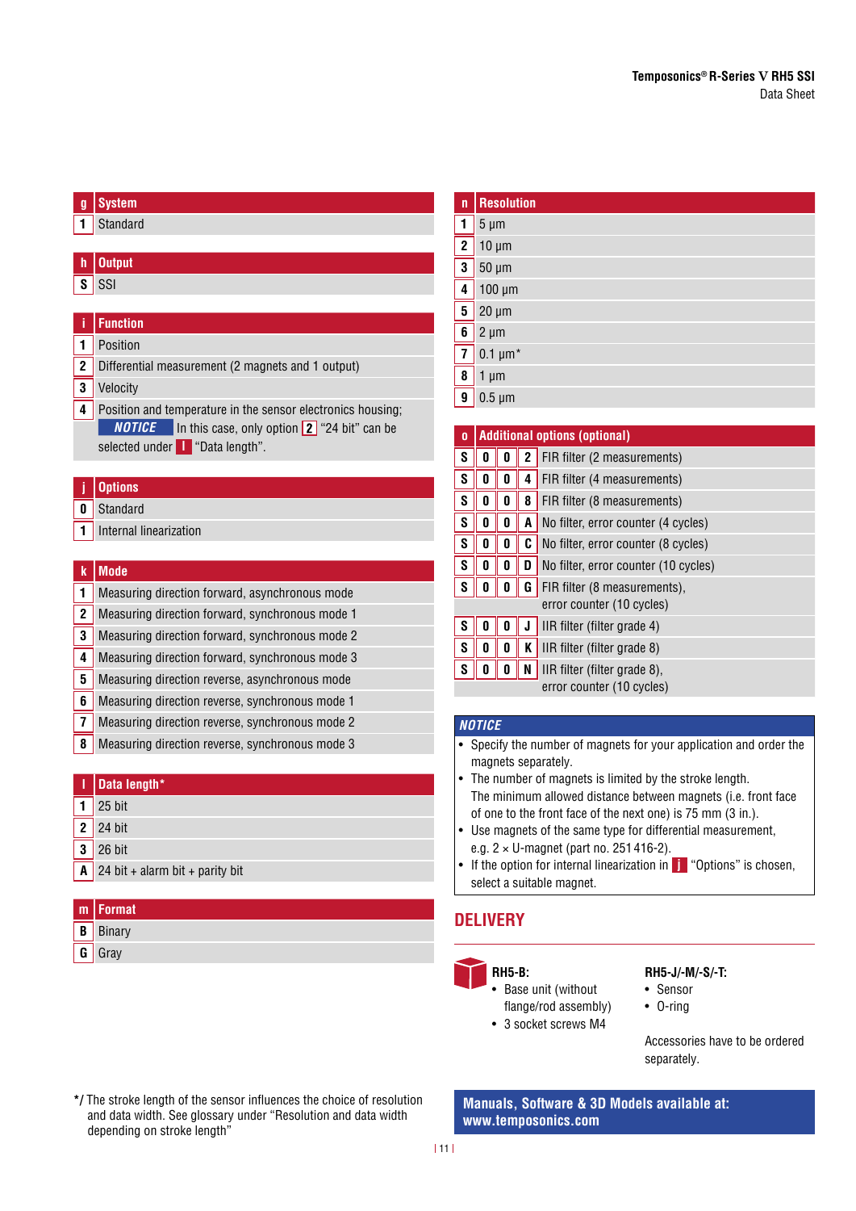| g | System |
|---|---|
| 1 | Standard |

| h | Output |
|---|---|
| S | SSI |

| i | Function |
|---|---|
| 1 | Position |
| 2 | Differential measurement (2 magnets and 1 output) |
| 3 | Velocity |
| 4 | Position and temperature in the sensor electronics housing; *NOTICE* In this case, only option 2 "24 bit" can be selected under l "Data length". |

| j | Options |
|---|---|
| 0 | Standard |
| 1 | Internal linearization |

| k | Mode |
|---|---|
| 1 | Measuring direction forward, asynchronous mode |
| 2 | Measuring direction forward, synchronous mode 1 |
| 3 | Measuring direction forward, synchronous mode 2 |
| 4 | Measuring direction forward, synchronous mode 3 |
| 5 | Measuring direction reverse, asynchronous mode |
| 6 | Measuring direction reverse, synchronous mode 1 |
| 7 | Measuring direction reverse, synchronous mode 2 |
| 8 | Measuring direction reverse, synchronous mode 3 |

| l | Data length* |
|---|---|
| 1 | 25 bit |
| 2 | 24 bit |
| 3 | 26 bit |
| A | 24 bit + alarm bit + parity bit |

| m | Format |
|---|---|
| B | Binary |
| G | Gray |

*/ The stroke length of the sensor influences the choice of resolution and data width. See glossary under "Resolution and data width depending on stroke length"

| n | Resolution |
|---|---|
| 1 | 5 µm |
| 2 | 10 µm |
| 3 | 50 µm |
| 4 | 100 µm |
| 5 | 20 µm |
| 6 | 2 µm |
| 7 | 0.1 µm* |
| 8 | 1 µm |
| 9 | 0.5 µm |

| o | Additional options (optional) |
|---|---|
| S 0 0 2 | FIR filter (2 measurements) |
| S 0 0 4 | FIR filter (4 measurements) |
| S 0 0 8 | FIR filter (8 measurements) |
| S 0 0 A | No filter, error counter (4 cycles) |
| S 0 0 C | No filter, error counter (8 cycles) |
| S 0 0 D | No filter, error counter (10 cycles) |
| S 0 0 G | FIR filter (8 measurements), error counter (10 cycles) |
| S 0 0 J | IIR filter (filter grade 4) |
| S 0 0 K | IIR filter (filter grade 8) |
| S 0 0 N | IIR filter (filter grade 8), error counter (10 cycles) |

**NOTICE**

- Specify the number of magnets for your application and order the magnets separately.
- The number of magnets is limited by the stroke length. The minimum allowed distance between magnets (i.e. front face of one to the front face of the next one) is 75 mm (3 in.).
- Use magnets of the same type for differential measurement, e.g. 2 × U-magnet (part no. 251 416-2).
- If the option for internal linearization in j "Options" is chosen, select a suitable magnet.

## DELIVERY

**RH5-B:**

- Base unit (without flange/rod assembly)
- 3 socket screws M4

**RH5-J/-M/-S/-T:**

- Sensor
- O-ring

Accessories have to be ordered separately.

**Manuals, Software & 3D Models available at: www.temposonics.com**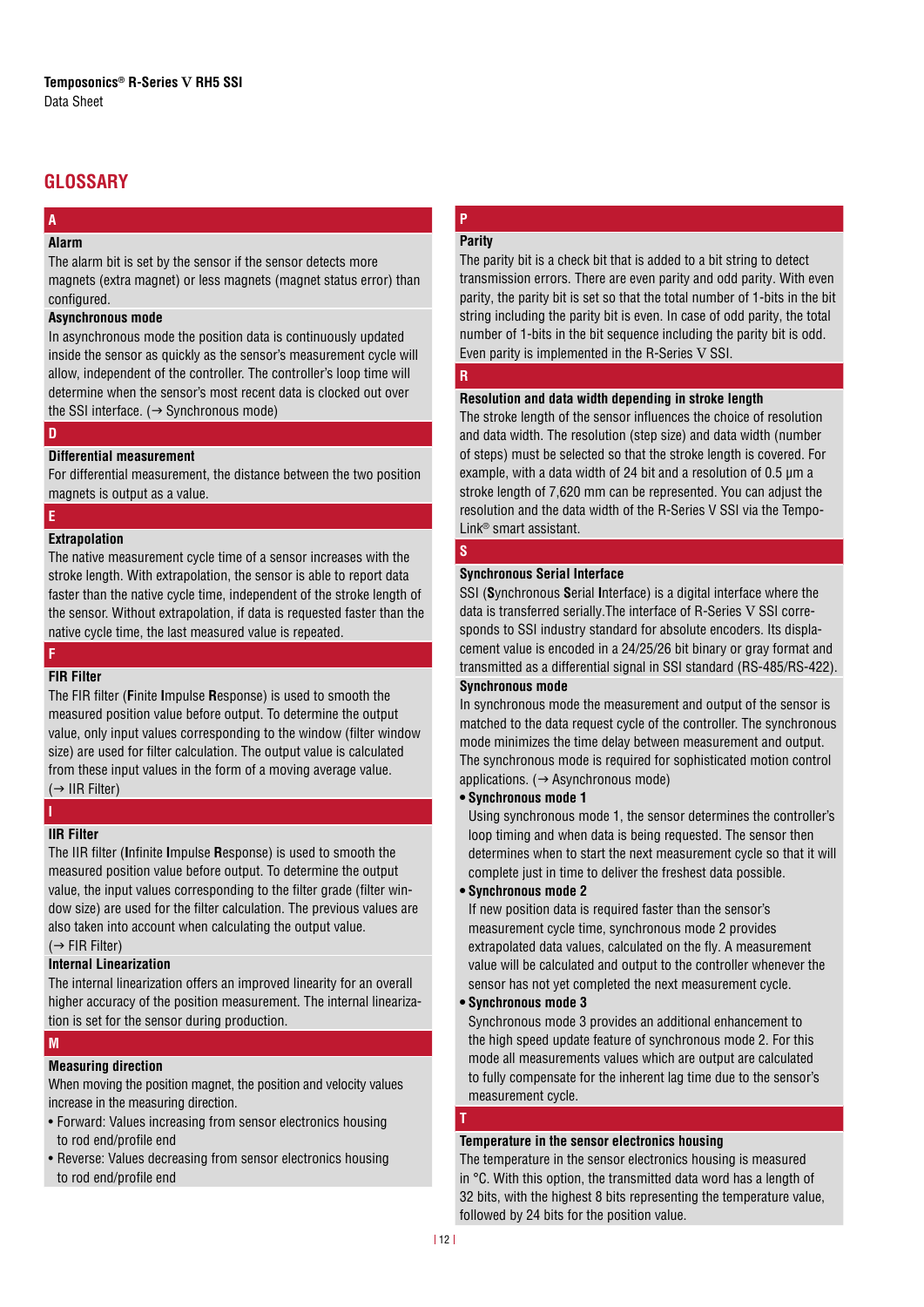## GLOSSARY

### A

**Alarm**

The alarm bit is set by the sensor if the sensor detects more magnets (extra magnet) or less magnets (magnet status error) than configured.

**Asynchronous mode**

In asynchronous mode the position data is continuously updated inside the sensor as quickly as the sensor's measurement cycle will allow, independent of the controller. The controller's loop time will determine when the sensor's most recent data is clocked out over the SSI interface. (→ Synchronous mode)

### D

**Differential measurement**

For differential measurement, the distance between the two position magnets is output as a value.

### E

**Extrapolation**

The native measurement cycle time of a sensor increases with the stroke length. With extrapolation, the sensor is able to report data faster than the native cycle time, independent of the stroke length of the sensor. Without extrapolation, if data is requested faster than the native cycle time, the last measured value is repeated.

### F

**FIR Filter**

The FIR filter (**F**inite **I**mpulse **R**esponse) is used to smooth the measured position value before output. To determine the output value, only input values corresponding to the window (filter window size) are used for filter calculation. The output value is calculated from these input values in the form of a moving average value. (→ IIR Filter)

### I

**IIR Filter**

The IIR filter (**I**nfinite **I**mpulse **R**esponse) is used to smooth the measured position value before output. To determine the output value, the input values corresponding to the filter grade (filter window size) are used for the filter calculation. The previous values are also taken into account when calculating the output value. (→ FIR Filter)

**Internal Linearization**

The internal linearization offers an improved linearity for an overall higher accuracy of the position measurement. The internal linearization is set for the sensor during production.

### M

**Measuring direction**

When moving the position magnet, the position and velocity values increase in the measuring direction.

- Forward: Values increasing from sensor electronics housing to rod end/profile end
- Reverse: Values decreasing from sensor electronics housing to rod end/profile end

### P

**Parity**

The parity bit is a check bit that is added to a bit string to detect transmission errors. There are even parity and odd parity. With even parity, the parity bit is set so that the total number of 1-bits in the bit string including the parity bit is even. In case of odd parity, the total number of 1-bits in the bit sequence including the parity bit is odd. Even parity is implemented in the R-Series V SSI.

### R

**Resolution and data width depending in stroke length**

The stroke length of the sensor influences the choice of resolution and data width. The resolution (step size) and data width (number of steps) must be selected so that the stroke length is covered. For example, with a data width of 24 bit and a resolution of 0.5 µm a stroke length of 7,620 mm can be represented. You can adjust the resolution and the data width of the R-Series V SSI via the Tempo-Link® smart assistant.

### S

**Synchronous Serial Interface**

SSI (**S**ynchronous **S**erial **I**nterface) is a digital interface where the data is transferred serially.The interface of R-Series V SSI corresponds to SSI industry standard for absolute encoders. Its displacement value is encoded in a 24/25/26 bit binary or gray format and transmitted as a differential signal in SSI standard (RS-485/RS-422).

**Synchronous mode**

In synchronous mode the measurement and output of the sensor is matched to the data request cycle of the controller. The synchronous mode minimizes the time delay between measurement and output. The synchronous mode is required for sophisticated motion control applications. (→ Asynchronous mode)

- **Synchronous mode 1**
  Using synchronous mode 1, the sensor determines the controller's loop timing and when data is being requested. The sensor then determines when to start the next measurement cycle so that it will complete just in time to deliver the freshest data possible.
- **Synchronous mode 2**
  If new position data is required faster than the sensor's measurement cycle time, synchronous mode 2 provides extrapolated data values, calculated on the fly. A measurement value will be calculated and output to the controller whenever the sensor has not yet completed the next measurement cycle.
- **Synchronous mode 3**
  Synchronous mode 3 provides an additional enhancement to the high speed update feature of synchronous mode 2. For this mode all measurements values which are output are calculated to fully compensate for the inherent lag time due to the sensor's measurement cycle.

### T

**Temperature in the sensor electronics housing**

The temperature in the sensor electronics housing is measured in °C. With this option, the transmitted data word has a length of 32 bits, with the highest 8 bits representing the temperature value, followed by 24 bits for the position value.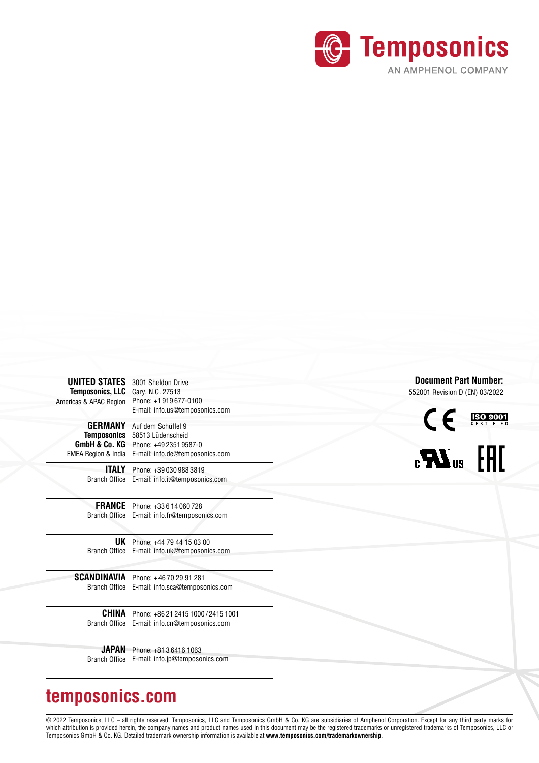Temposonics

AN AMPHENOL COMPANY

| | |
|---|---|
| **UNITED STATES**<br>**Temposonics, LLC**<br>Americas & APAC Region | 3001 Sheldon Drive<br>Cary, N.C. 27513<br>Phone: +1 919 677-0100<br>E-mail: info.us@temposonics.com |
| **GERMANY**<br>**Temposonics**<br>**GmbH & Co. KG**<br>EMEA Region & India | Auf dem Schüffel 9<br>58513 Lüdenscheid<br>Phone: +49 2351 9587-0<br>E-mail: info.de@temposonics.com |
| **ITALY**<br>Branch Office | Phone: +39 030 988 3819<br>E-mail: info.it@temposonics.com |
| **FRANCE**<br>Branch Office | Phone: +33 6 14 060 728<br>E-mail: info.fr@temposonics.com |
| **UK**<br>Branch Office | Phone: +44 79 44 15 03 00<br>E-mail: info.uk@temposonics.com |
| **SCANDINAVIA**<br>Branch Office | Phone: + 46 70 29 91 281<br>E-mail: info.sca@temposonics.com |
| **CHINA**<br>Branch Office | Phone: +86 21 2415 1000 / 2415 1001<br>E-mail: info.cn@temposonics.com |
| **JAPAN**<br>Branch Office | Phone: +81 3 6416 1063<br>E-mail: info.jp@temposonics.com |

**Document Part Number:**

552001 Revision D (EN) 03/2022

CE · ISO 9001 CERTIFIED · c UL us · EAC

## temposonics.com

© 2022 Temposonics, LLC – all rights reserved. Temposonics, LLC and Temposonics GmbH & Co. KG are subsidiaries of Amphenol Corporation. Except for any third party marks for which attribution is provided herein, the company names and product names used in this document may be the registered trademarks or unregistered trademarks of Temposonics, LLC or Temposonics GmbH & Co. KG. Detailed trademark ownership information is available at **www.temposonics.com/trademarkownership**.